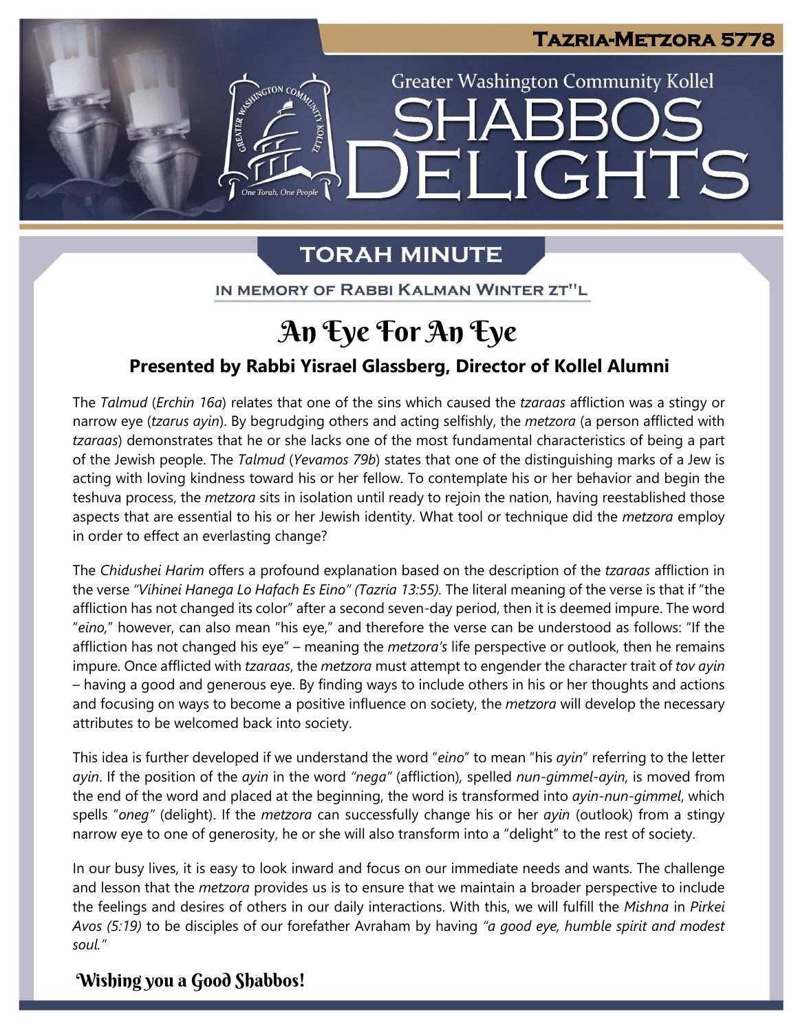Tazria-Metzora 5778

Greater Washington Community Kollel

# Shabbos Delights

## Torah Minute

In Memory of Rabbi Kalman Winter zt"l

# An Eye For An Eye

### Presented by Rabbi Yisrael Glassberg, Director of Kollel Alumni

The *Talmud* (*Erchin 16a*) relates that one of the sins which caused the *tzaraas* affliction was a stingy or narrow eye (*tzarus ayin*). By begrudging others and acting selfishly, the *metzora* (a person afflicted with *tzaraas*) demonstrates that he or she lacks one of the most fundamental characteristics of being a part of the Jewish people. The *Talmud* (*Yevamos 79b*) states that one of the distinguishing marks of a Jew is acting with loving kindness toward his or her fellow. To contemplate his or her behavior and begin the teshuva process, the *metzora* sits in isolation until ready to rejoin the nation, having reestablished those aspects that are essential to his or her Jewish identity. What tool or technique did the *metzora* employ in order to effect an everlasting change?

The *Chidushei Harim* offers a profound explanation based on the description of the *tzaraas* affliction in the verse *"Vihinei Hanega Lo Hafach Es Eino" (Tazria 13:55)*. The literal meaning of the verse is that if "the affliction has not changed its color" after a second seven-day period, then it is deemed impure. The word "*eino,*" however, can also mean "his eye," and therefore the verse can be understood as follows: "If the affliction has not changed his eye" – meaning the *metzora's* life perspective or outlook, then he remains impure. Once afflicted with *tzaraas*, the *metzora* must attempt to engender the character trait of *tov ayin* – having a good and generous eye. By finding ways to include others in his or her thoughts and actions and focusing on ways to become a positive influence on society, the *metzora* will develop the necessary attributes to be welcomed back into society.

This idea is further developed if we understand the word "*eino*" to mean "his *ayin*" referring to the letter *ayin*. If the position of the *ayin* in the word *"nega"* (affliction), spelled *nun-gimmel-ayin,* is moved from the end of the word and placed at the beginning, the word is transformed into *ayin-nun-gimmel*, which spells "*oneg*" (delight). If the *metzora* can successfully change his or her *ayin* (outlook) from a stingy narrow eye to one of generosity, he or she will also transform into a "delight" to the rest of society.

In our busy lives, it is easy to look inward and focus on our immediate needs and wants. The challenge and lesson that the *metzora* provides us is to ensure that we maintain a broader perspective to include the feelings and desires of others in our daily interactions. With this, we will fulfill the *Mishna* in *Pirkei Avos (5:19)* to be disciples of our forefather Avraham by having *"a good eye, humble spirit and modest soul."*

**Wishing you a Good Shabbos!**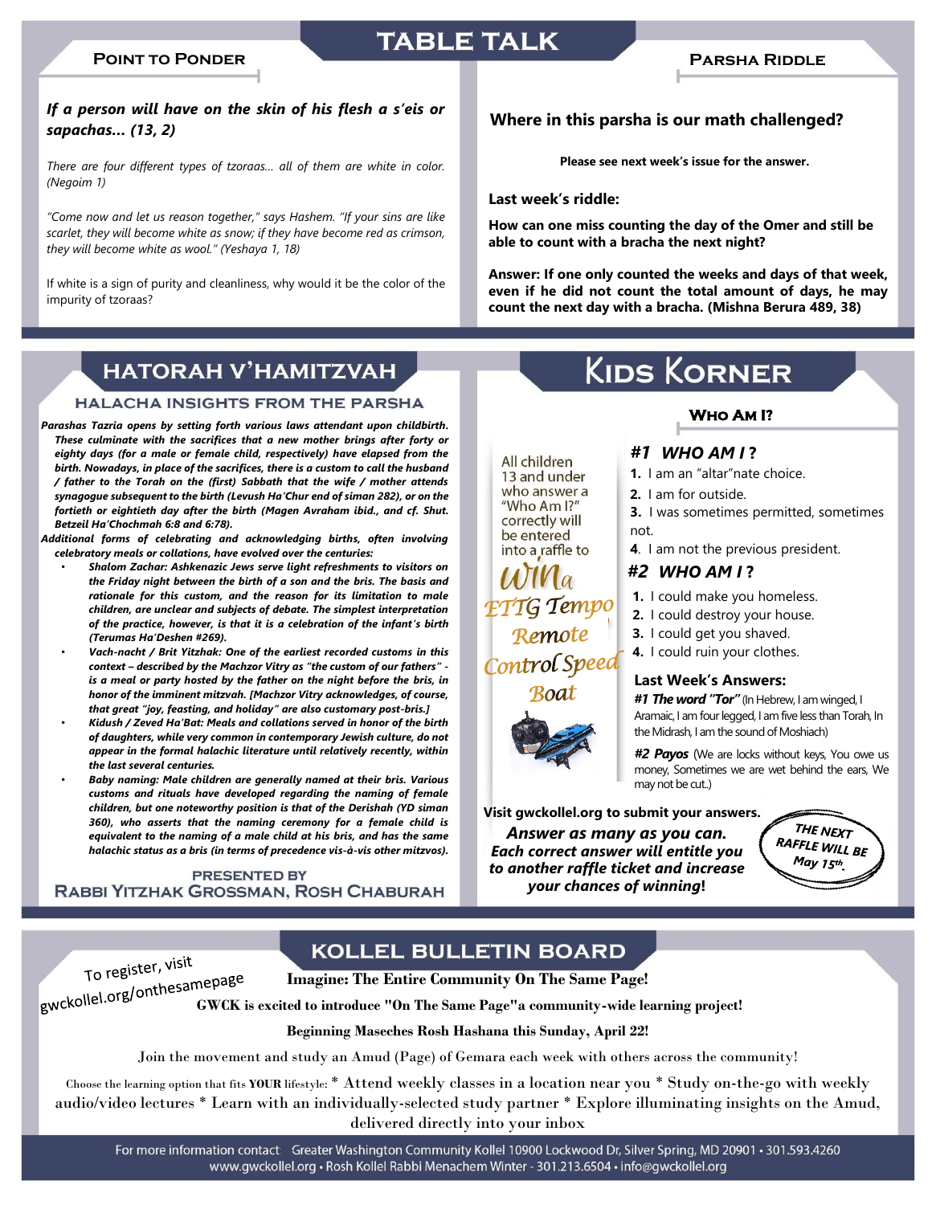# TABLE TALK

## Point to Ponder

***If a person will have on the skin of his flesh a s'eis or sapachas... (13, 2)***

*There are four different types of tzoraas... all of them are white in color. (Negoim 1)*

*"Come now and let us reason together," says Hashem. "If your sins are like scarlet, they will become white as snow; if they have become red as crimson, they will become white as wool." (Yeshaya 1, 18)*

If white is a sign of purity and cleanliness, why would it be the color of the impurity of tzoraas?

## Parsha Riddle

**Where in this parsha is our math challenged?**

**Please see next week's issue for the answer.**

**Last week's riddle:**

**How can one miss counting the day of the Omer and still be able to count with a bracha the next night?**

**Answer: If one only counted the weeks and days of that week, even if he did not count the total amount of days, he may count the next day with a bracha. (Mishna Berura 489, 38)**

# HATORAH V'HAMITZVAH

## HALACHA INSIGHTS FROM THE PARSHA

***Parashas Tazria opens by setting forth various laws attendant upon childbirth. These culminate with the sacrifices that a new mother brings after forty or eighty days (for a male or female child, respectively) have elapsed from the birth. Nowadays, in place of the sacrifices, there is a custom to call the husband / father to the Torah on the (first) Sabbath that the wife / mother attends synagogue subsequent to the birth (Levush Ha'Chur end of siman 282), or on the fortieth or eightieth day after the birth (Magen Avraham ibid., and cf. Shut. Betzeil Ha'Chochmah 6:8 and 6:78).***

***Additional forms of celebrating and acknowledging births, often involving celebratory meals or collations, have evolved over the centuries:***

- ***Shalom Zachar: Ashkenazic Jews serve light refreshments to visitors on the Friday night between the birth of a son and the bris. The basis and rationale for this custom, and the reason for its limitation to male children, are unclear and subjects of debate. The simplest interpretation of the practice, however, is that it is a celebration of the infant's birth (Terumas Ha'Deshen #269).***
- ***Vach-nacht / Brit Yitzchak: One of the earliest recorded customs in this context – described by the Machzor Vitry as "the custom of our fathers" - is a meal or party hosted by the father on the night before the bris, in honor of the imminent mitzvah. [Machzor Vitry acknowledges, of course, that great "joy, feasting, and holiday" are also customary post-bris.]***
- ***Kidush / Zeved Ha'Bat: Meals and collations served in honor of the birth of daughters, while very common in contemporary Jewish culture, do not appear in the formal halachic literature until relatively recently, within the last several centuries.***
- ***Baby naming: Male children are generally named at their bris. Various customs and rituals have developed regarding the naming of female children, but one noteworthy position is that of the Derishah (YD siman 360), who asserts that the naming ceremony for a female child is equivalent to the naming of a male child at his bris, and has the same halachic status as a bris (in terms of precedence vis-à-vis other mitzvos).***

PRESENTED BY
RABBI YITZHAK GROSSMAN, ROSH CHABURAH

# Kids Korner

## Who Am I?

All children 13 and under who answer a "Who Am I?" correctly will be entered into a raffle to

Win a ETTG Tempo Remote Control Speed Boat

### *#1 WHO AM I ?*

1. I am an "altar"nate choice.
2. I am for outside.
3. I was sometimes permitted, sometimes not.
4. I am not the previous president.

### *#2 WHO AM I ?*

1. I could make you homeless.
2. I could destroy your house.
3. I could get you shaved.
4. I could ruin your clothes.

### Last Week's Answers:

***#1 The word "Tor"*** (In Hebrew, I am winged, I Aramaic, I am four legged, I am five less than Torah, In the Midrash, I am the sound of Moshiach)

***#2 Payos*** (We are locks without keys, You owe us money, Sometimes we are wet behind the ears, We may not be cut.)

**Visit gwckollel.org to submit your answers.**

***Answer as many as you can. Each correct answer will entitle you to another raffle ticket and increase your chances of winning!***

*THE NEXT RAFFLE WILL BE May 15th.*

# KOLLEL BULLETIN BOARD

To register, visit gwckollel.org/onthesamepage

**Imagine: The Entire Community On The Same Page!**

**GWCK is excited to introduce "On The Same Page"a community-wide learning project!**

**Beginning Maseches Rosh Hashana this Sunday, April 22!**

Join the movement and study an Amud (Page) of Gemara each week with others across the community!

Choose the learning option that fits **YOUR** lifestyle: * Attend weekly classes in a location near you * Study on-the-go with weekly audio/video lectures * Learn with an individually-selected study partner * Explore illuminating insights on the Amud, delivered directly into your inbox

For more information contact: Greater Washington Community Kollel 10900 Lockwood Dr, Silver Spring, MD 20901 • 301.593.4260
www.gwckollel.org • Rosh Kollel Rabbi Menachem Winter - 301.213.6504 • info@gwckollel.org